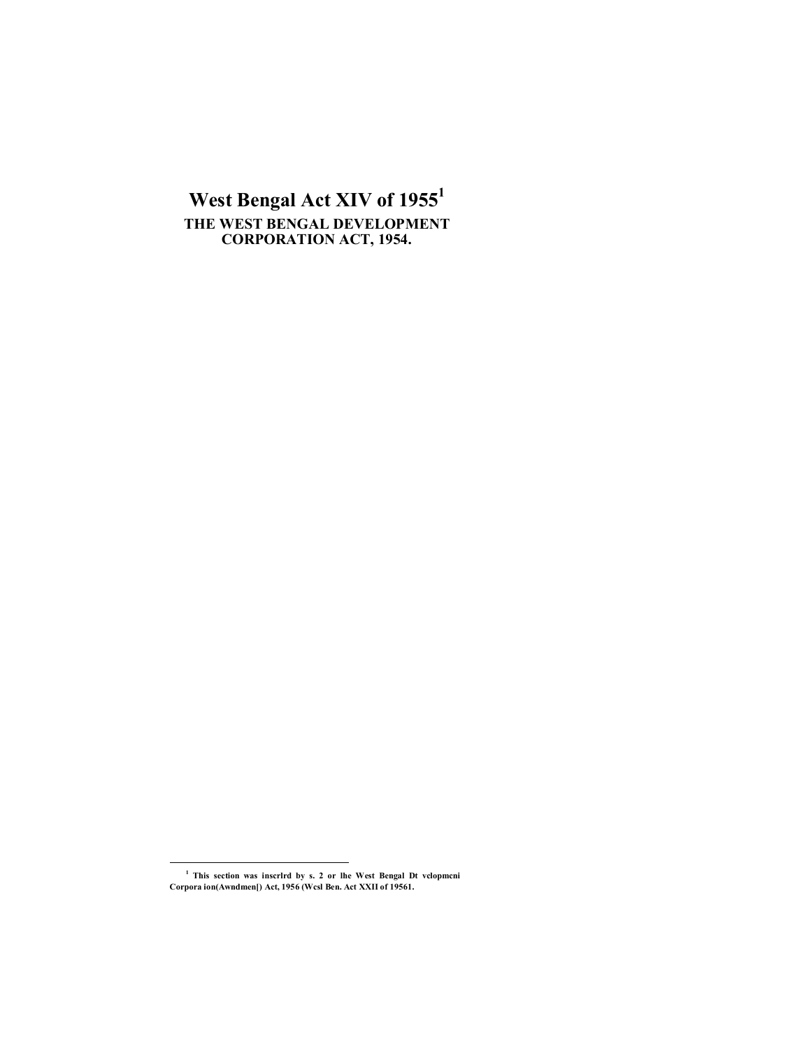# West Bengal Act XIV of 1955[1]

## THE WEST BENGAL DEVELOPMENT CORPORATION ACT, 1954.

---

[1] This section was inscrlrd by s. 2 or lhe West Bengal Dt vclopmcni Corpora ion(Awndmen[) Act, 1956 (Wesl Ben. Act XXII of 19561.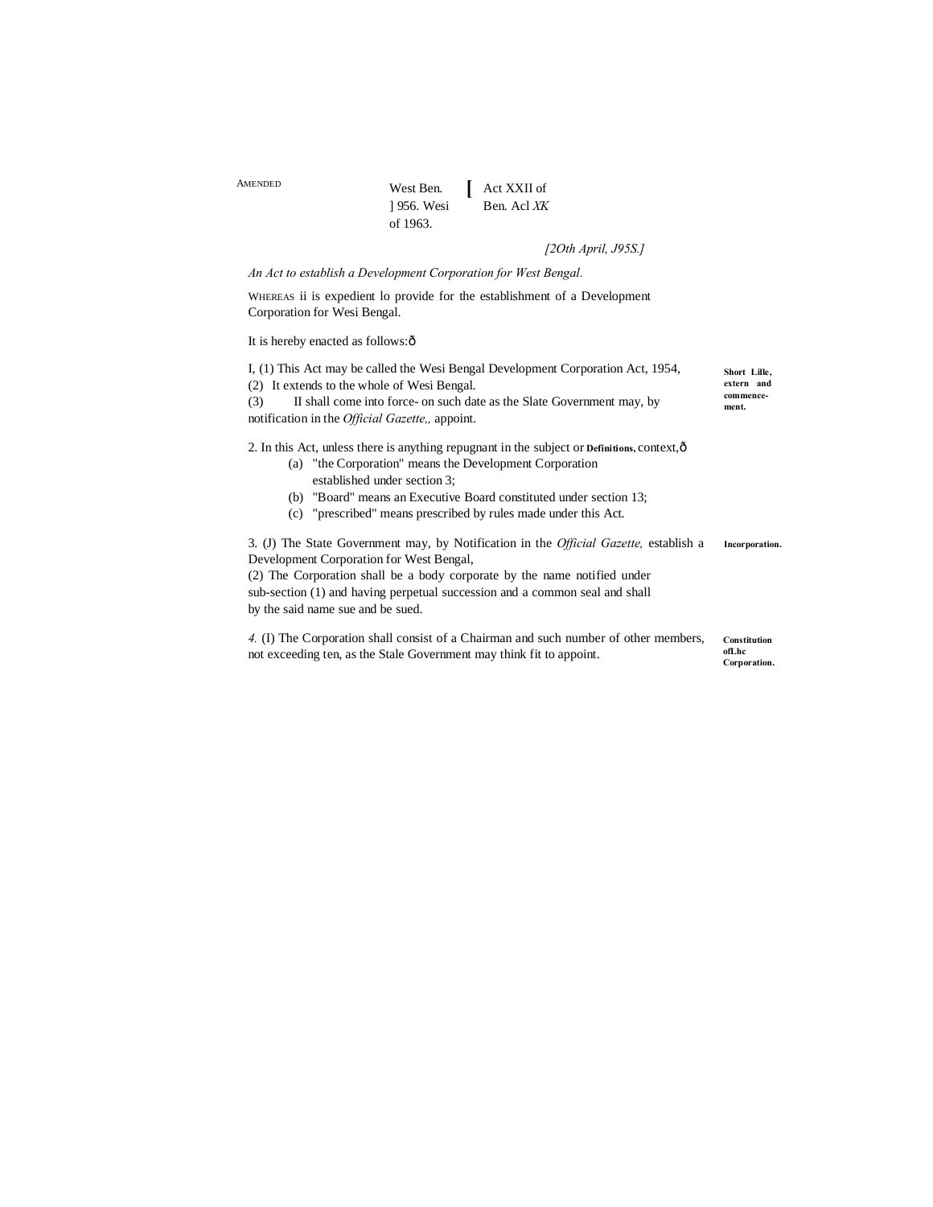AMENDED

West Ben. ] 956. Wesi of 1963. [ Act XXII of Ben. Acl *XK*

*[2Oth April, J95S.]*

*An Act to establish a Development Corporation for West Bengal.*

WHEREAS ii is expedient lo provide for the establishment of a Development Corporation for Wesi Bengal.

It is hereby enacted as follows:ð

**Short Lille, extern and commencement.**

I, (1) This Act may be called the Wesi Bengal Development Corporation Act, 1954,

(2) It extends to the whole of Wesi Bengal.

(3) II shall come into force- on such date as the Slate Government may, by notification in the *Official Gazette,,* appoint.

**Definitions,**

2. In this Act, unless there is anything repugnant in the subject or context,ð

(a) "the Corporation" means the Development Corporation established under section 3;

(b) "Board" means an Executive Board constituted under section 13;

(c) "prescribed" means prescribed by rules made under this Act.

**Incorporation.**

3. (J) The State Government may, by Notification in the *Official Gazette,* establish a Development Corporation for West Bengal,

(2) The Corporation shall be a body corporate by the name notified under sub-section (1) and having perpetual succession and a common seal and shall by the said name sue and be sued.

**Constitution ofL.hc Corporation.**

*4.* (I) The Corporation shall consist of a Chairman and such number of other members, not exceeding ten, as the Stale Government may think fit to appoint.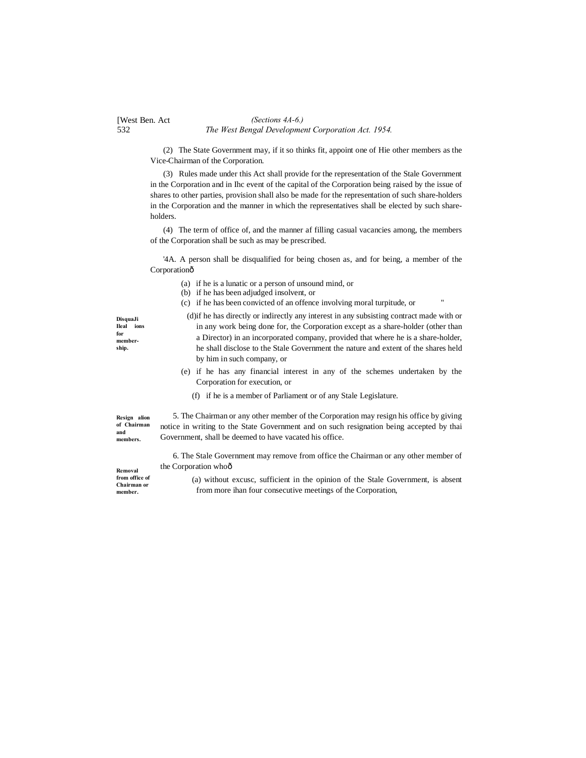(2) The State Government may, if it so thinks fit, appoint one of Hie other members as the Vice-Chairman of the Corporation.

(3) Rules made under this Act shall provide for the representation of the Stale Government in the Corporation and in Ihc event of the capital of the Corporation being raised by the issue of shares to other parties, provision shall also be made for the representation of such share-holders in the Corporation and the manner in which the representatives shall be elected by such share-holders.

(4) The term of office of, and the manner af filling casual vacancies among, the members of the Corporation shall be such as may be prescribed.

**DisquaJi Ileal ions for member-ship.**

'4A. A person shall be disqualified for being chosen as, and for being, a member of the Corporationð

(a) if he is a lunatic or a person of unsound mind, or

(b) if he has been adjudged insolvent, or

(c) if he has been convicted of an offence involving moral turpitude, or "

(d) if he has directly or indirectly any interest in any subsisting contract made with or in any work being done for, the Corporation except as a share-holder (other than a Director) in an incorporated company, provided that where he is a share-holder, he shall disclose to the Stale Government the nature and extent of the shares held by him in such company, or

(e) if he has any financial interest in any of the schemes undertaken by the Corporation for execution, or

(f) if he is a member of Parliament or of any Stale Legislature.

**Resign alion of Chairman and members.**

5. The Chairman or any other member of the Corporation may resign his office by giving notice in writing to the State Government and on such resignation being accepted by thai Government, shall be deemed to have vacated his office.

**Removal from office of Chairman or member.**

6. The Stale Government may remove from office the Chairman or any other member of the Corporation whoð

(a) without excusc, sufficient in the opinion of the Stale Government, is absent from more ihan four consecutive meetings of the Corporation,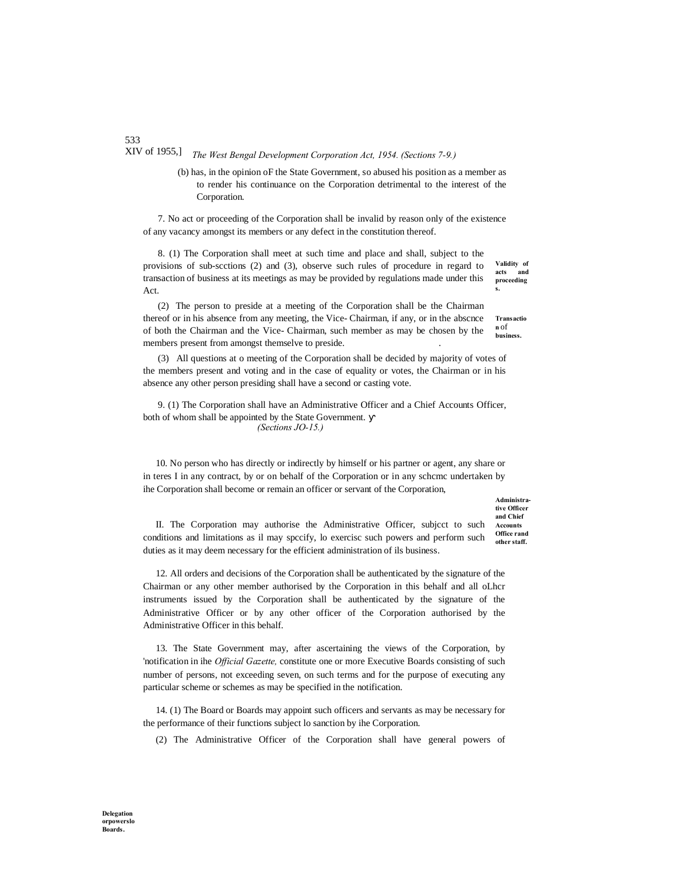(b) has, in the opinion oF the State Government, so abused his position as a member as to render his continuance on the Corporation detrimental to the interest of the Corporation.

**Validity of acts and proceedings.**

7. No act or proceeding of the Corporation shall be invalid by reason only of the existence of any vacancy amongst its members or any defect in the constitution thereof.

**Transaction of business.**

8. (1) The Corporation shall meet at such time and place and shall, subject to the provisions of sub-scctions (2) and (3), observe such rules of procedure in regard to transaction of business at its meetings as may be provided by regulations made under this Act.

(2) The person to preside at a meeting of the Corporation shall be the Chairman thereof or in his absence from any meeting, the Vice- Chairman, if any, or in the abscnce of both the Chairman and the Vice- Chairman, such member as may be chosen by the members present from amongst themselve to preside.

(3) All questions at o meeting of the Corporation shall be decided by majority of votes of the members present and voting and in the case of equality or votes, the Chairman or in his absence any other person presiding shall have a second or casting vote.

**Administrative Officer and Chief Accounts Office rand other staff.**

9. (1) The Corporation shall have an Administrative Officer and a Chief Accounts Officer, both of whom shall be appointed by the State Government.

*(Sections JO-15.)*

10. No person who has directly or indirectly by himself or his partner or agent, any share or in teres I in any contract, by or on behalf of the Corporation or in any schcmc undertaken by ihe Corporation shall become or remain an officer or servant of the Corporation,

II. The Corporation may authorise the Administrative Officer, subjcct to such conditions and limitations as il may spccify, lo exercisc such powers and perform such duties as it may deem necessary for the efficient administration of ils business.

12. All orders and decisions of the Corporation shall be authenticated by the signature of the Chairman or any other member authorised by the Corporation in this behalf and all oLhcr instruments issued by the Corporation shall be authenticated by the signature of the Administrative Officer or by any other officer of the Corporation authorised by the Administrative Officer in this behalf.

13. The State Government may, after ascertaining the views of the Corporation, by 'notification in ihe *Official Gazette,* constitute one or more Executive Boards consisting of such number of persons, not exceeding seven, on such terms and for the purpose of executing any particular scheme or schemes as may be specified in the notification.

**Delegation orpowerslo Boards.**

14. (1) The Board or Boards may appoint such officers and servants as may be necessary for the performance of their functions subject lo sanction by ihe Corporation.

(2) The Administrative Officer of the Corporation shall have general powers of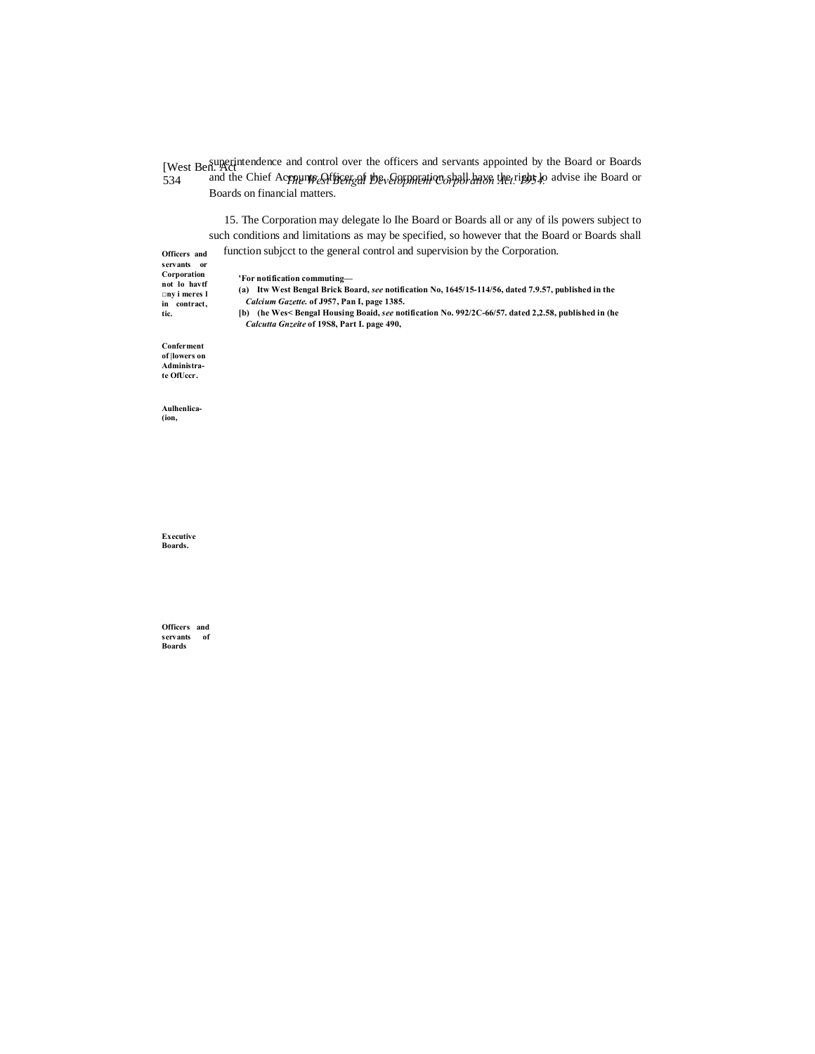superintendence and control over the officers and servants appointed by the Board or Boards and the Chief Accounts Officer of the Corporation shall have the right lo advise ihe Board or Boards on financial matters.

15. The Corporation may delegate lo Ihe Board or Boards all or any of ils powers subject to such conditions and limitations as may be specified, so however that the Board or Boards shall function subjcct to the general control and supervision by the Corporation.

**Officers and servants or Corporation not lo havtf □ny i meres l in contract, tic.**

**Conferment of |lowers on Administra-te OfUccr.**

**Aulhenlica-(ion,**

**Executive Boards.**

**Officers and servants of Boards**

**'For notification commuting—**

**(a) Itw West Bengal Brick Board, *see* notification No, 1645/15-114/56, dated 7.9.57, published in the *Calcium Gazette.* of J957, Pan I, page 1385.**

**[b) (he Wes< Bengal Housing Boaid, *see* notification No. 992/2C-66/57. dated 2,2.58, published in (he *Calcutta Gnzeite* of 19S8, Part I. page 490,**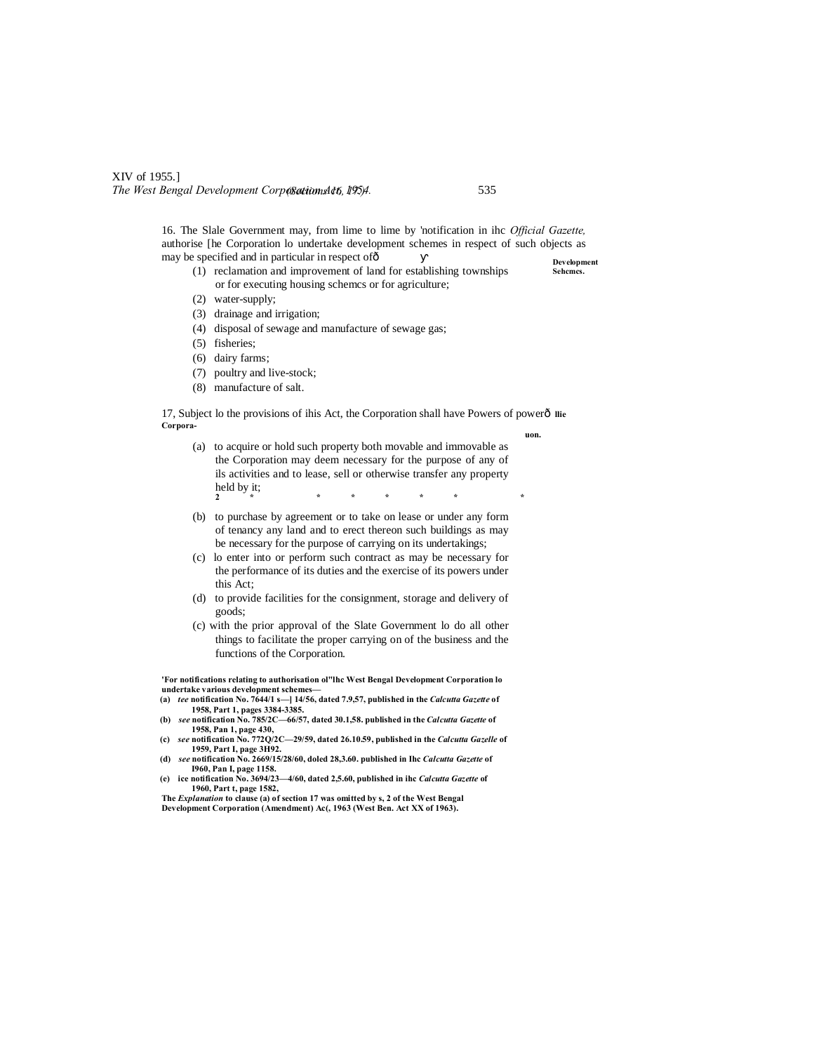16. The Slale Government may, from lime to lime by [1]notification in ihc *Official Gazette,* authorise [he Corporation lo undertake development schemes in respect of such objects as may be specified and in particular in respect of—

**Development Schemes.**

(1) reclamation and improvement of land for establishing townships or for executing housing schemcs or for agriculture;

(2) water-supply;

(3) drainage and irrigation;

(4) disposal of sewage and manufacture of sewage gas;

(5) fisheries;

(6) dairy farms;

(7) poultry and live-stock;

(8) manufacture of salt.

17, Subject lo the provisions of ihis Act, the Corporation shall have power—

**Powers of llie Corporauon.**

(a) to acquire or hold such property both movable and immovable as the Corporation may deem necessary for the purpose of any of ils activities and to lease, sell or otherwise transfer any property held by it;

[2] * * * * * * *

(b) to purchase by agreement or to take on lease or under any form of tenancy any land and to erect thereon such buildings as may be necessary for the purpose of carrying on its undertakings;

(c) lo enter into or perform such contract as may be necessary for the performance of its duties and the exercise of its powers under this Act;

(d) to provide facilities for the consignment, storage and delivery of goods;

(c) with the prior approval of the Slate Government lo do all other things to facilitate the proper carrying on of the business and the functions of the Corporation.

---

**[1]For notifications relating to authorisation ol"lhc West Bengal Development Corporation lo undertake various development schemes—**

**(a) *tee* notification No. 7644/1 s—] 14/56, dated 7.9,57, published in the *Calcutta Gazette* of 1958, Part 1, pages 3384-3385.**

**(b) *see* notification No. 785/2C—66/57, dated 30.1,58. published in the *Calcutta Gazette* of 1958, Pan 1, page 430,**

**(c) *see* notification No. 772Q/2C—29/59, dated 26.10.59, published in the *Calcutta Gazelle* of 1959, Part I, page 3H92.**

**(d) *see* notification No. 2669/15/28/60, doled 28,3.60. published in Ihc *Calcutta Gazette* of l960, Pan I, page 1158.**

**(e) ice notification No. 3694/23—4/60, dated 2,5.60, published in ihc *Calcutta Gazette* of 1960, Part t, page 1582,**

**[2]The *Explanation* to clause (a) of section 17 was omitted by s, 2 of the West Bengal Development Corporation (Amendment) Ac(, 1963 (West Ben. Act XX of 1963).**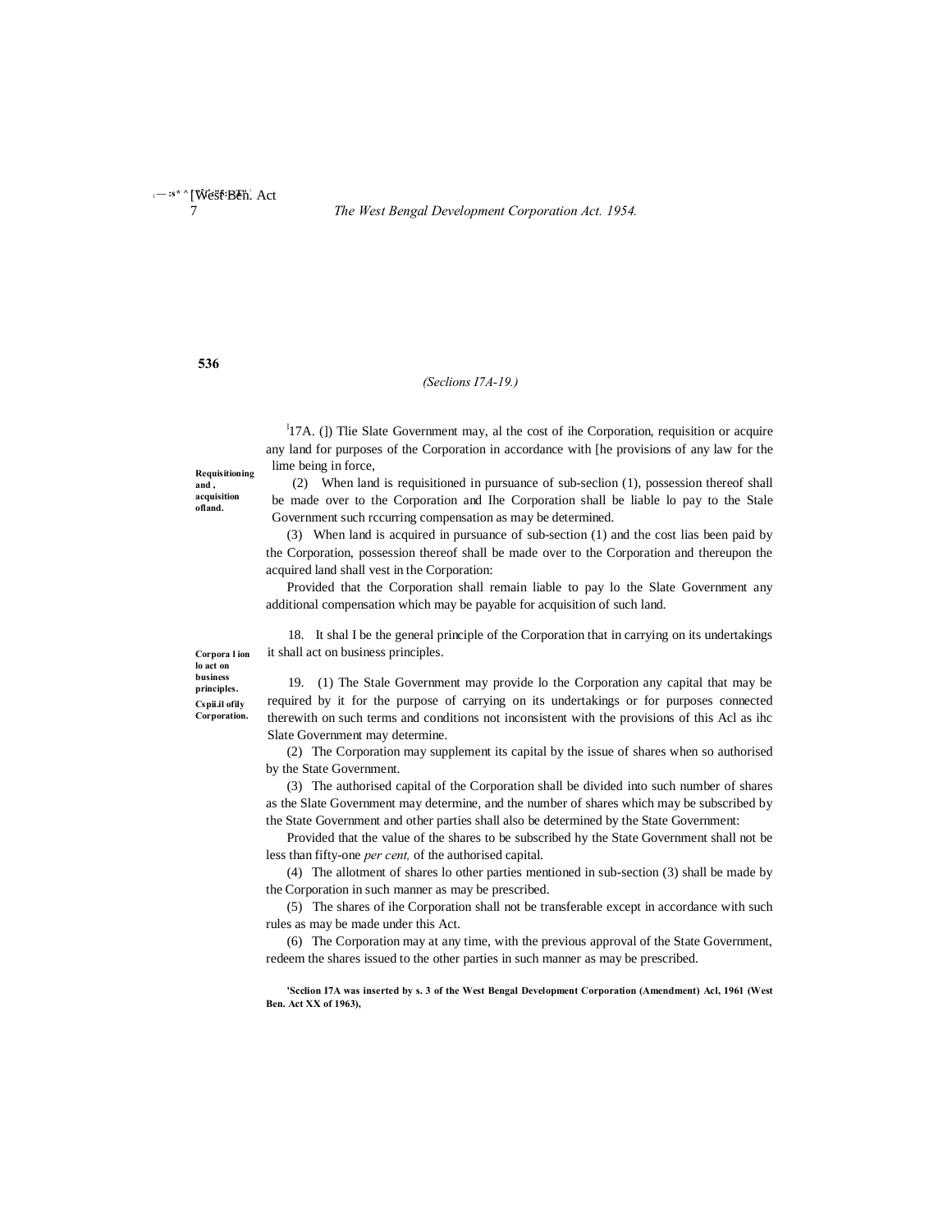*(Seclions I7A-19.)*

Requisitioning and, acquisition ofland.

[1]17A. (]) Tlie Slate Government may, al the cost of ihe Corporation, requisition or acquire any land for purposes of the Corporation in accordance with [he provisions of any law for the lime being in force,

(2) When land is requisitioned in pursuance of sub-seclion (1), possession thereof shall be made over to the Corporation and Ihe Corporation shall be liable lo pay to the Stale Government such rccurring compensation as may be determined.

(3) When land is acquired in pursuance of sub-section (1) and the cost lias been paid by the Corporation, possession thereof shall be made over to the Corporation and thereupon the acquired land shall vest in the Corporation:

Provided that the Corporation shall remain liable to pay lo the Slate Government any additional compensation which may be payable for acquisition of such land.

Corpora l ion lo act on business principles.

18. It shal I be the general principle of the Corporation that in carrying on its undertakings it shall act on business principles.

Cspii.il ofily Corporation.

19. (1) The Stale Government may provide lo the Corporation any capital that may be required by it for the purpose of carrying on its undertakings or for purposes connected therewith on such terms and conditions not inconsistent with the provisions of this Acl as ihc Slate Government may determine.

(2) The Corporation may supplement its capital by the issue of shares when so authorised by the State Government.

(3) The authorised capital of the Corporation shall be divided into such number of shares as the Slate Government may determine, and the number of shares which may be subscribed by the State Government and other parties shall also be determined by the State Government:

Provided that the value of the shares to be subscribed hy the State Government shall not be less than fifty-one *per cent,* of the authorised capital.

(4) The allotment of shares lo other parties mentioned in sub-section (3) shall be made by the Corporation in such manner as may be prescribed.

(5) The shares of ihe Corporation shall not be transferable except in accordance with such rules as may be made under this Act.

(6) The Corporation may at any time, with the previous approval of the State Government, redeem the shares issued to the other parties in such manner as may be prescribed.

**[1]Scclion I7A was inserted by s. 3 of the West Bengal Development Corporation (Amendment) Acl, 1961 (West Ben. Act XX of 1963),**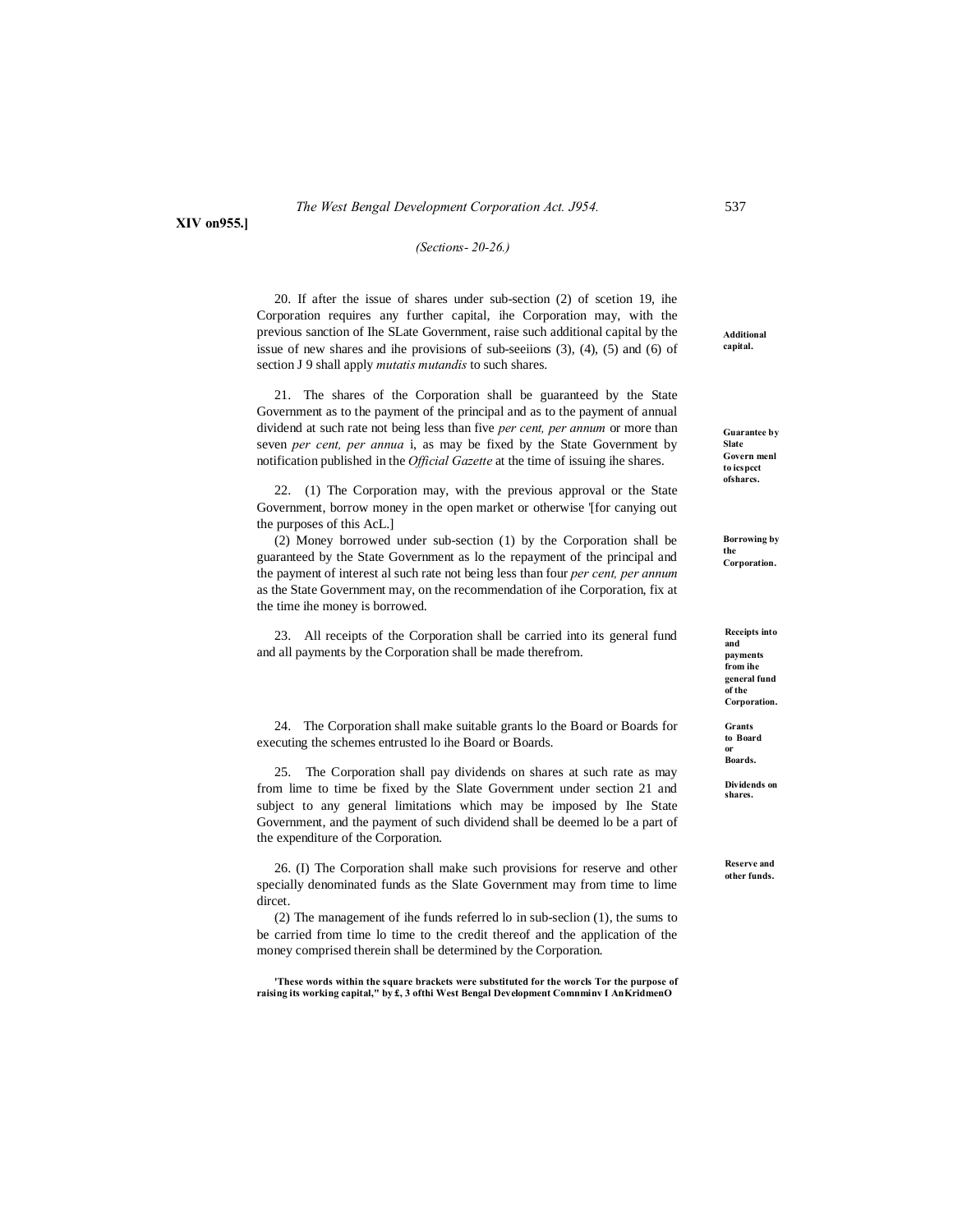*(Sections- 20-26.)*

**Additional capital.**

20. If after the issue of shares under sub-section (2) of scetion 19, ihe Corporation requires any further capital, ihe Corporation may, with the previous sanction of Ihe SLate Government, raise such additional capital by the issue of new shares and ihe provisions of sub-seeiions (3), (4), (5) and (6) of section J 9 shall apply *mutatis mutandis* to such shares.

**Guarantee by Slate Govern menl to iespect ofshares.**

21. The shares of the Corporation shall be guaranteed by the State Government as to the payment of the principal and as to the payment of annual dividend at such rate not being less than five *per cent, per annum* or more than seven *per cent, per annua* i, as may be fixed by the State Government by notification published in the *Official Gazette* at the time of issuing ihe shares.

**Borrowing by the Corporation.**

22. (1) The Corporation may, with the previous approval or the State Government, borrow money in the open market or otherwise '[for canying out the purposes of this AcL.]

(2) Money borrowed under sub-section (1) by the Corporation shall be guaranteed by the State Government as lo the repayment of the principal and the payment of interest al such rate not being less than four *per cent, per annum* as the State Government may, on the recommendation of ihe Corporation, fix at the time ihe money is borrowed.

**Receipts into and payments from ihe general fund of the Corporation.**

23. All receipts of the Corporation shall be carried into its general fund and all payments by the Corporation shall be made therefrom.

**Grants to Board or Boards.**

24. The Corporation shall make suitable grants lo the Board or Boards for executing the schemes entrusted lo ihe Board or Boards.

**Dividends on shares.**

25. The Corporation shall pay dividends on shares at such rate as may from lime to time be fixed by the Slate Government under section 21 and subject to any general limitations which may be imposed by Ihe State Government, and the payment of such dividend shall be deemed lo be a part of the expenditure of the Corporation.

**Reserve and other funds.**

26. (I) The Corporation shall make such provisions for reserve and other specially denominated funds as the Slate Government may from time to lime dircet.

(2) The management of ihe funds referred lo in sub-seclion (1), the sums to be carried from time lo time to the credit thereof and the application of the money comprised therein shall be determined by the Corporation.

**'These words within the square brackets were substituted for the worcls Tor the purpose of raising its working capital," by £, 3 ofthi West Bengal Development Comnminv I AnKridmenO**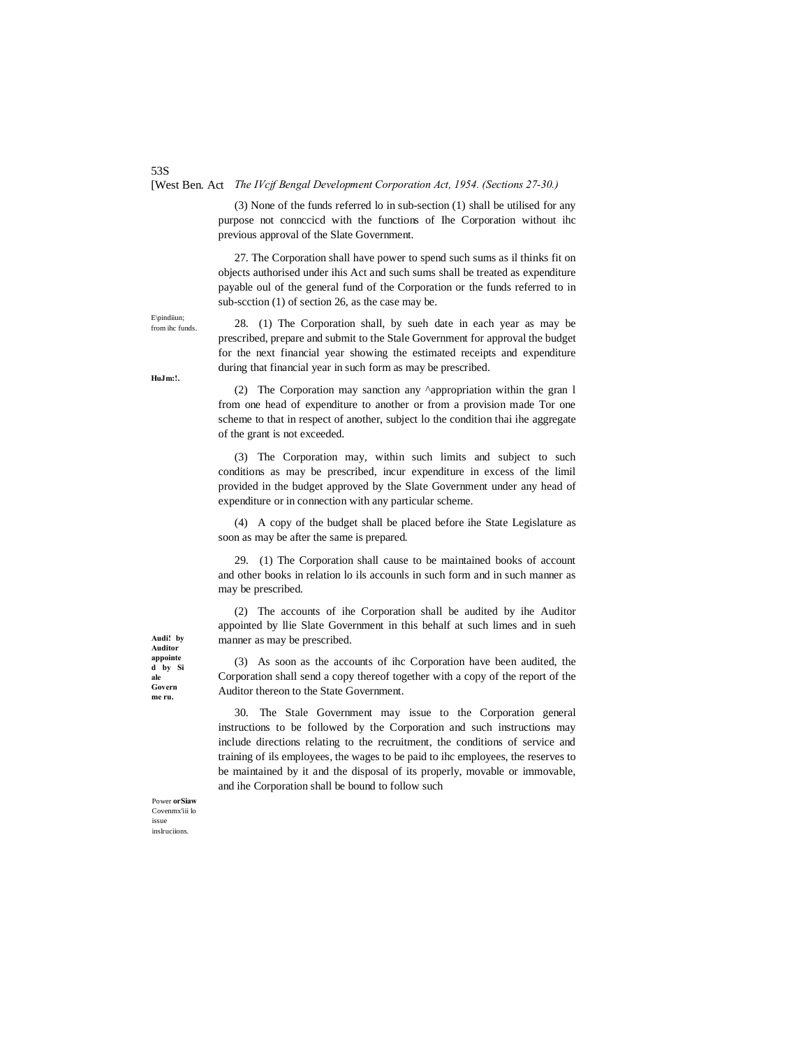(3) None of the funds referred lo in sub-section (1) shall be utilised for any purpose not connccicd with the functions of Ihe Corporation without ihc previous approval of the Slate Government.

27. The Corporation shall have power to spend such sums as il thinks fit on objects authorised under ihis Act and such sums shall be treated as expenditure payable oul of the general fund of the Corporation or the funds referred to in sub-scction (1) of section 26, as the case may be.

E\pindiiun; from ihc funds.

28. (1) The Corporation shall, by sueh date in each year as may be prescribed, prepare and submit to the Stale Government for approval the budget for the next financial year showing the estimated receipts and expenditure during that financial year in such form as may be prescribed.

**HuJm:!.**

(2) The Corporation may sanction any ^appropriation within the gran l from one head of expenditure to another or from a provision made Tor one scheme to that in respect of another, subject lo the condition thai ihe aggregate of the grant is not exceeded.

(3) The Corporation may, within such limits and subject to such conditions as may be prescribed, incur expenditure in excess of the limil provided in the budget approved by the Slate Government under any head of expenditure or in connection with any particular scheme.

(4) A copy of the budget shall be placed before ihe State Legislature as soon as may be after the same is prepared.

29. (1) The Corporation shall cause to be maintained books of account and other books in relation lo ils accounls in such form and in such manner as may be prescribed.

(2) The accounts of ihe Corporation shall be audited by ihe Auditor appointed by llie Slate Government in this behalf at such limes and in sueh manner as may be prescribed.

**Audi! by Auditor appointed by Siale Governme ru.**

(3) As soon as the accounts of ihc Corporation have been audited, the Corporation shall send a copy thereof together with a copy of the report of the Auditor thereon to the State Government.

30. The Stale Government may issue to the Corporation general instructions to be followed by the Corporation and such instructions may include directions relating to the recruitment, the conditions of service and training of ils employees, the wages to be paid to ihc employees, the reserves to be maintained by it and the disposal of its properly, movable or immovable, and ihe Corporation shall be bound to follow such

Power **orSiaw** Covenmx'iii lo issue inslruciions.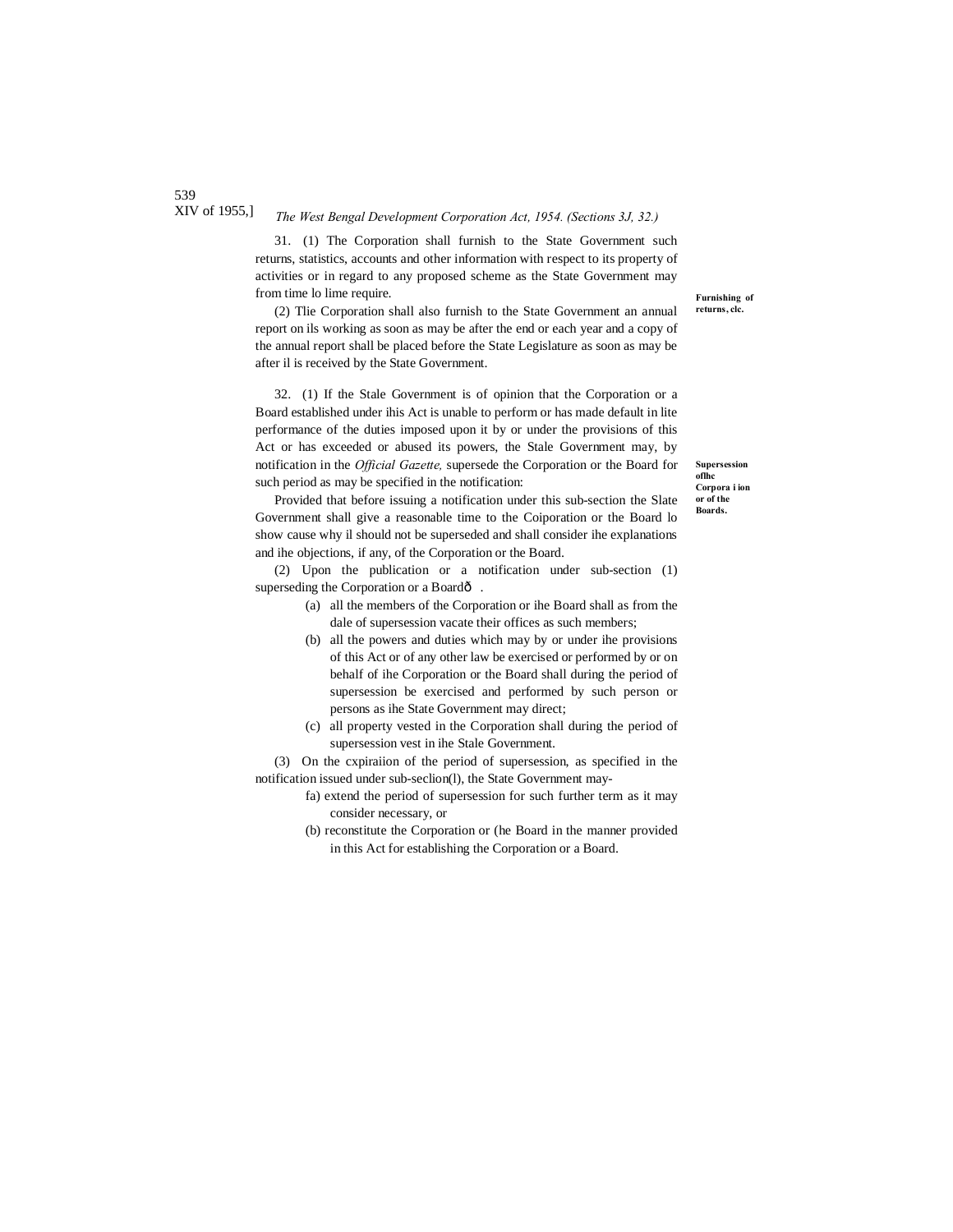31. (1) The Corporation shall furnish to the State Government such returns, statistics, accounts and other information with respect to its property of activities or in regard to any proposed scheme as the State Government may from time lo lime require.

**Furnishing of returns, elc.**

(2) Tlie Corporation shall also furnish to the State Government an annual report on ils working as soon as may be after the end or each year and a copy of the annual report shall be placed before the State Legislature as soon as may be after il is received by the State Government.

**Supersession oflhc Corpora i ion or of the Boards.**

32. (1) If the Stale Government is of opinion that the Corporation or a Board established under ihis Act is unable to perform or has made default in lite performance of the duties imposed upon it by or under the provisions of this Act or has exceeded or abused its powers, the Stale Government may, by notification in the *Official Gazette,* supersede the Corporation or the Board for such period as may be specified in the notification:

Provided that before issuing a notification under this sub-section the Slate Government shall give a reasonable time to the Coiporation or the Board lo show cause why il should not be superseded and shall consider ihe explanations and ihe objections, if any, of the Corporation or the Board.

(2) Upon the publication or a notification under sub-section (1) superseding the Corporation or a Boardô .

(a) all the members of the Corporation or ihe Board shall as from the dale of supersession vacate their offices as such members;

(b) all the powers and duties which may by or under ihe provisions of this Act or of any other law be exercised or performed by or on behalf of ihe Corporation or the Board shall during the period of supersession be exercised and performed by such person or persons as ihe State Government may direct;

(c) all property vested in the Corporation shall during the period of supersession vest in ihe Stale Government.

(3) On the cxpiraiion of the period of supersession, as specified in the notification issued under sub-seclion(l), the State Government may-

fa) extend the period of supersession for such further term as it may consider necessary, or

(b) reconstitute the Corporation or (he Board in the manner provided in this Act for establishing the Corporation or a Board.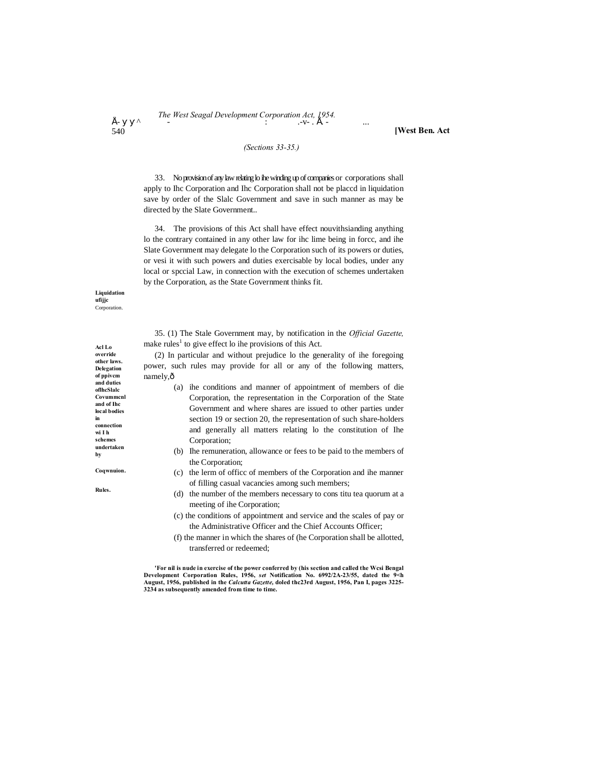*(Sections 33-35.)*

**Liquidation ufijjc** Corporation.

33. No provision of any law relating lo ihe winding up of companies or corporations shall apply to Ihc Corporation and Ihc Corporation shall not be placcd in liquidation save by order of the Slalc Government and save in such manner as may be directed by the Slate Government..

**Acl Lo override other laws. Delegation of ppivcm and duties oflhcSlalc Covummcnl and of Ihc local bodies in connection wi I h schemes undertaken by Coqwnuion.**

34. The provisions of this Act shall have effect nouvithsianding anything lo the contrary contained in any other law for ihc lime being in forcc, and ihe Slate Government may delegate lo the Corporation such of its powers or duties, or vesi it with such powers and duties exercisable by local bodies, under any local or spccial Law, in connection with the execution of schemes undertaken by the Corporation, as the State Government thinks fit.

**Rules.**

35. (1) The Stale Government may, by notification in the *Official Gazette,* make rules[1] to give effect lo ihe provisions of this Act.

(2) In particular and without prejudice lo the generality of ihe foregoing power, such rules may provide for all or any of the following matters, namely,—

(a) ihe conditions and manner of appointment of members of die Corporation, the representation in the Corporation of the State Government and where shares are issued to other parties under section 19 or section 20, the representation of such share-holders and generally all matters relating lo the constitution of Ihe Corporation;

(b) Ihe remuneration, allowance or fees to be paid to the members of the Corporation;

(c) the lerm of officc of members of the Corporation and ihe manner of filling casual vacancies among such members;

(d) the number of the members necessary to cons titu tea quorum at a meeting of ihe Corporation;

(c) the conditions of appointment and service and the scales of pay or the Administrative Officer and the Chief Accounts Officer;

(f) the manner in which the shares of (he Corporation shall be allotted, transferred or redeemed;

**[1]For nil is nude in exercise of the power conferred by (his section and called the Wcsi Bengal Development Corporation Rules, 1956, *set* Notification No. 6992/2A-23/55, dated the 9<h August, 1956, published in the *Calcutta Gazette,* doled thc23rd August, 1956, Pan I, pages 3225-3234 as subsequently amended from time to time.**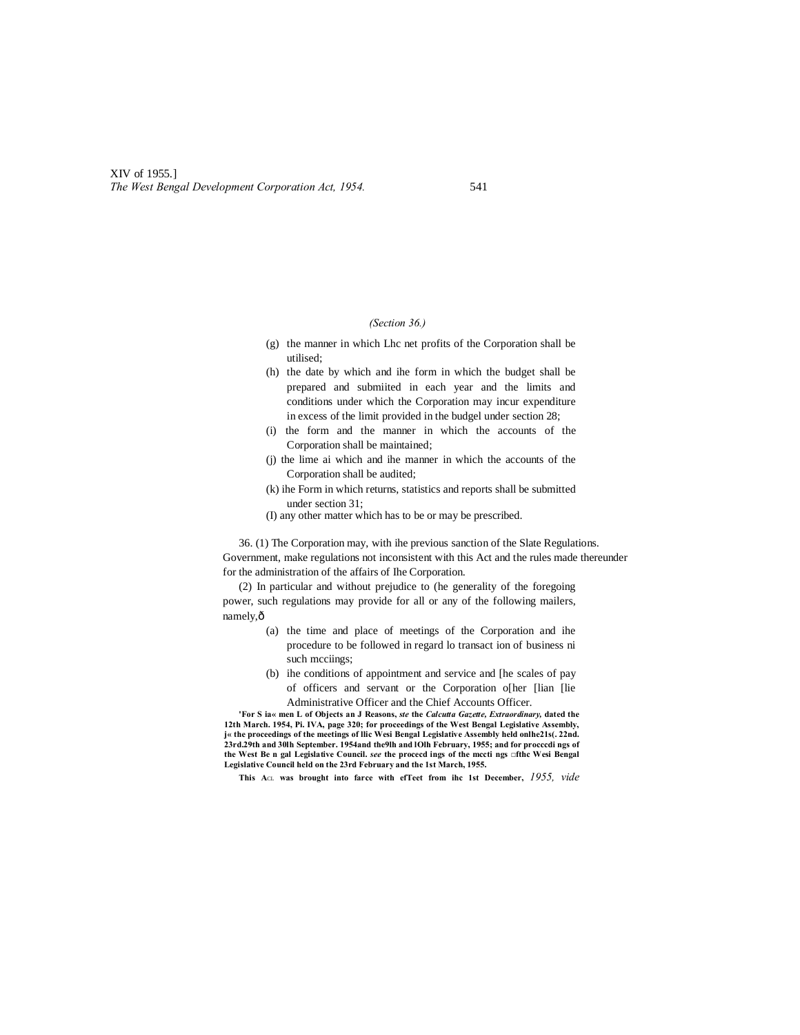*(Section 36.)*

(g) the manner in which Lhc net profits of the Corporation shall be utilised;

(h) the date by which and ihe form in which the budget shall be prepared and submiited in each year and the limits and conditions under which the Corporation may incur expenditure in excess of the limit provided in the budgel under section 28;

(i) the form and the manner in which the accounts of the Corporation shall be maintained;

(j) the lime ai which and ihe manner in which the accounts of the Corporation shall be audited;

(k) ihe Form in which returns, statistics and reports shall be submitted under section 31;

(I) any other matter which has to be or may be prescribed.

36. (1) The Corporation may, with ihe previous sanction of the Slate Regulations. Government, make regulations not inconsistent with this Act and the rules made thereunder for the administration of the affairs of Ihe Corporation.

(2) In particular and without prejudice to (he generality of the foregoing power, such regulations may provide for all or any of the following mailers, namely,ð

(a) the time and place of meetings of the Corporation and ihe procedure to be followed in regard lo transact ion of business ni such mcciings;

(b) ihe conditions of appointment and service and [he scales of pay of officers and servant or the Corporation o[her [lian [lie Administrative Officer and the Chief Accounts Officer.

**'For S ia« men L of Objects an J Reasons, *ste* the *Calcutta Gazette, Extraordinary,* dated the 12th March. 1954, Pi. IVA, page 320; for proceedings of the West Bengal Legislative Assembly, j« the proceedings of the meetings of llic Wesi Bengal Legislative Assembly held onlhe21s(. 22nd. 23rd.29th and 30lh September. 1954and the9lh and lOlh February, 1955; and for procccdi ngs of the West Be n gal Legislative Council. *see* the proceed ings of the mccti ngs □fthc Wesi Bengal Legislative Council held on the 23rd February and the 1st March, 1955.**

**This ACL was brought into farce with efTeet from ihc 1st December,** *1955, vide*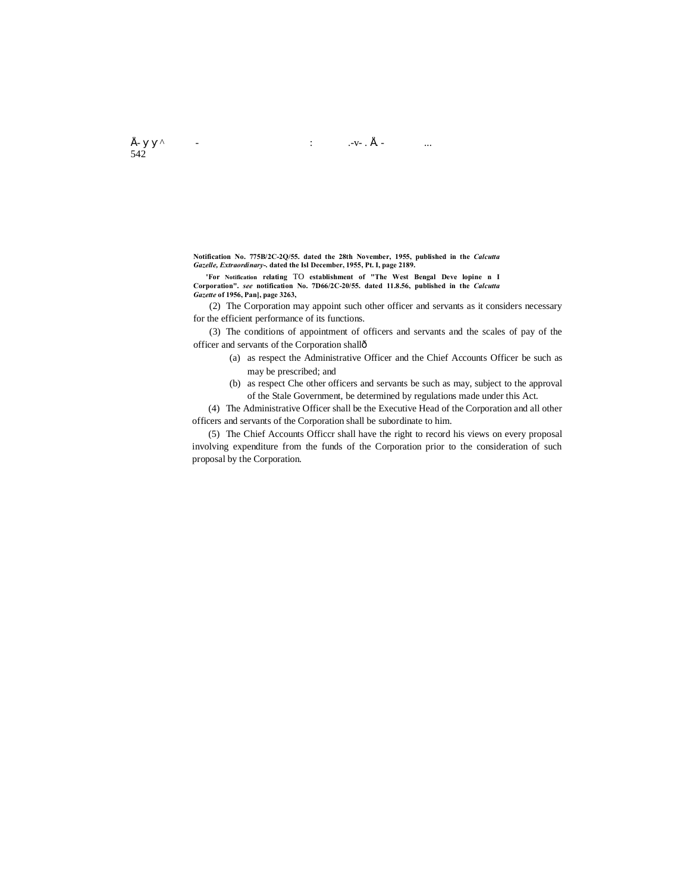Notification No. 775B/2C-2Q/55. dated the 28th November, 1955, published in the *Calcutta Gazelle, Extraordinary-.* dated the Isl December, 1955, Pt. I, page 2189.

'For Notification relating TO establishment of "The West Bengal Deve lopine n I Corporation". *see* notification No. 7D66/2C-20/55. dated 11.8.56, published in the *Calcutta Gazette* of 1956, Pan], page 3263,

(2) The Corporation may appoint such other officer and servants as it considers necessary for the efficient performance of its functions.

(3) The conditions of appointment of officers and servants and the scales of pay of the officer and servants of the Corporation shallð

(a) as respect the Administrative Officer and the Chief Accounts Officer be such as may be prescribed; and

(b) as respect Che other officers and servants be such as may, subject to the approval of the Stale Government, be determined by regulations made under this Act.

(4) The Administrative Officer shall be the Executive Head of the Corporation and all other officers and servants of the Corporation shall be subordinate to him.

(5) The Chief Accounts Officcr shall have the right to record his views on every proposal involving expenditure from the funds of the Corporation prior to the consideration of such proposal by the Corporation.